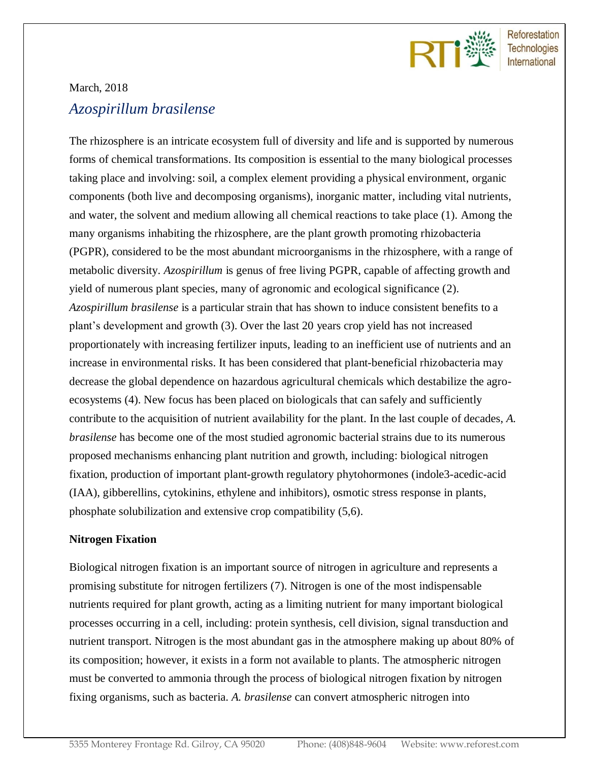March, 2018

# *Azospirillum brasilense*

The rhizosphere is an intricate ecosystem full of diversity and life and is supported by numerous forms of chemical transformations. Its composition is essential to the many biological processes taking place and involving: soil, a complex element providing a physical environment, organic components (both live and decomposing organisms), inorganic matter, including vital nutrients, and water, the solvent and medium allowing all chemical reactions to take place (1). Among the many organisms inhabiting the rhizosphere, are the plant growth promoting rhizobacteria (PGPR), considered to be the most abundant microorganisms in the rhizosphere, with a range of metabolic diversity. *Azospirillum* is genus of free living PGPR, capable of affecting growth and yield of numerous plant species, many of agronomic and ecological significance (2). *Azospirillum brasilense* is a particular strain that has shown to induce consistent benefits to a plant's development and growth (3). Over the last 20 years crop yield has not increased proportionately with increasing fertilizer inputs, leading to an inefficient use of nutrients and an increase in environmental risks. It has been considered that plant-beneficial rhizobacteria may decrease the global dependence on hazardous agricultural chemicals which destabilize the agro-ecosystems (4). New focus has been placed on biologicals that can safely and sufficiently contribute to the acquisition of nutrient availability for the plant. In the last couple of decades, *A. brasilense* has become one of the most studied agronomic bacterial strains due to its numerous proposed mechanisms enhancing plant nutrition and growth, including: biological nitrogen fixation, production of important plant-growth regulatory phytohormones (indole3-acedic-acid (IAA), gibberellins, cytokinins, ethylene and inhibitors), osmotic stress response in plants, phosphate solubilization and extensive crop compatibility (5,6).

## Nitrogen Fixation

Biological nitrogen fixation is an important source of nitrogen in agriculture and represents a promising substitute for nitrogen fertilizers (7). Nitrogen is one of the most indispensable nutrients required for plant growth, acting as a limiting nutrient for many important biological processes occurring in a cell, including: protein synthesis, cell division, signal transduction and nutrient transport. Nitrogen is the most abundant gas in the atmosphere making up about 80% of its composition; however, it exists in a form not available to plants. The atmospheric nitrogen must be converted to ammonia through the process of biological nitrogen fixation by nitrogen fixing organisms, such as bacteria. *A. brasilense* can convert atmospheric nitrogen into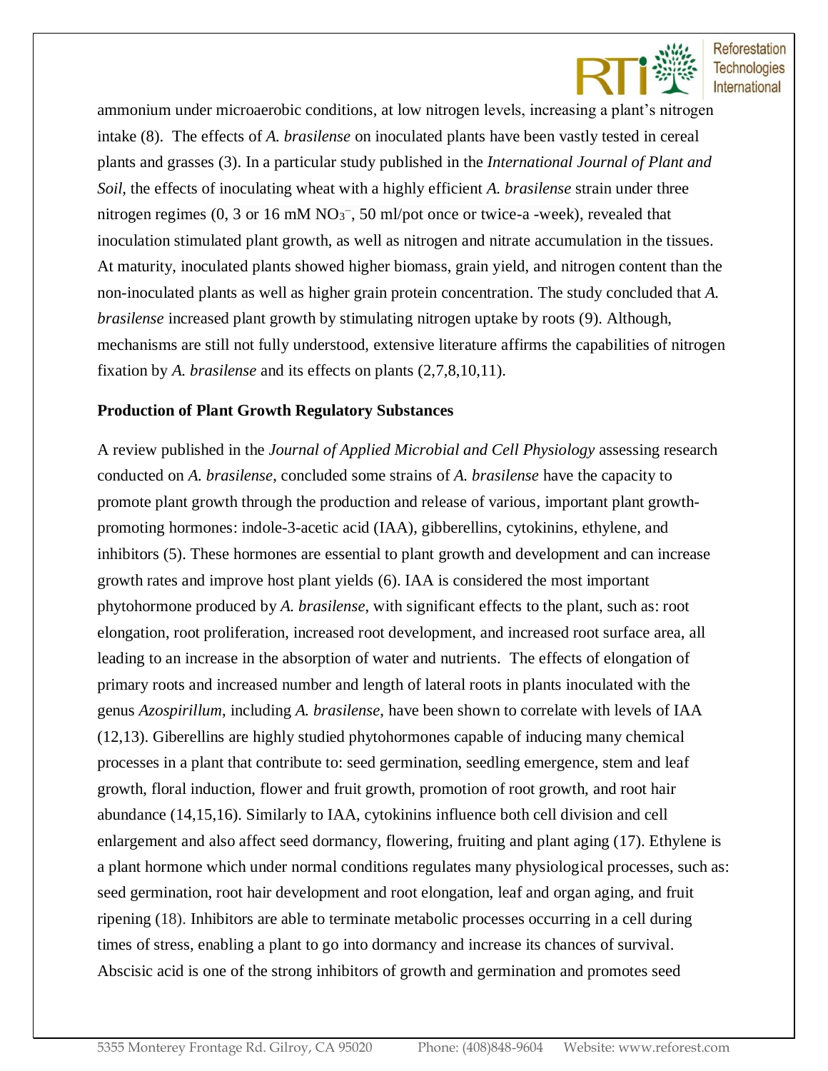ammonium under microaerobic conditions, at low nitrogen levels, increasing a plant's nitrogen intake (8). The effects of *A. brasilense* on inoculated plants have been vastly tested in cereal plants and grasses (3). In a particular study published in the *International Journal of Plant and Soil,* the effects of inoculating wheat with a highly efficient *A. brasilense* strain under three nitrogen regimes (0, 3 or 16 mM $NO_3^-$, 50 ml/pot once or twice-a -week), revealed that inoculation stimulated plant growth, as well as nitrogen and nitrate accumulation in the tissues. At maturity, inoculated plants showed higher biomass, grain yield, and nitrogen content than the non-inoculated plants as well as higher grain protein concentration. The study concluded that *A. brasilense* increased plant growth by stimulating nitrogen uptake by roots (9). Although, mechanisms are still not fully understood, extensive literature affirms the capabilities of nitrogen fixation by *A. brasilense* and its effects on plants (2,7,8,10,11).

**Production of Plant Growth Regulatory Substances**

A review published in the *Journal of Applied Microbial and Cell Physiology* assessing research conducted on *A. brasilense*, concluded some strains of *A. brasilense* have the capacity to promote plant growth through the production and release of various, important plant growth-promoting hormones: indole-3-acetic acid (IAA), gibberellins, cytokinins, ethylene, and inhibitors (5). These hormones are essential to plant growth and development and can increase growth rates and improve host plant yields (6). IAA is considered the most important phytohormone produced by *A. brasilense*, with significant effects to the plant, such as: root elongation, root proliferation, increased root development, and increased root surface area, all leading to an increase in the absorption of water and nutrients. The effects of elongation of primary roots and increased number and length of lateral roots in plants inoculated with the genus *Azospirillum*, including *A. brasilense*, have been shown to correlate with levels of IAA (12,13). Giberellins are highly studied phytohormones capable of inducing many chemical processes in a plant that contribute to: seed germination, seedling emergence, stem and leaf growth, floral induction, flower and fruit growth, promotion of root growth, and root hair abundance (14,15,16). Similarly to IAA, cytokinins influence both cell division and cell enlargement and also affect seed dormancy, flowering, fruiting and plant aging (17). Ethylene is a plant hormone which under normal conditions regulates many physiological processes, such as: seed germination, root hair development and root elongation, leaf and organ aging, and fruit ripening (18). Inhibitors are able to terminate metabolic processes occurring in a cell during times of stress, enabling a plant to go into dormancy and increase its chances of survival. Abscisic acid is one of the strong inhibitors of growth and germination and promotes seed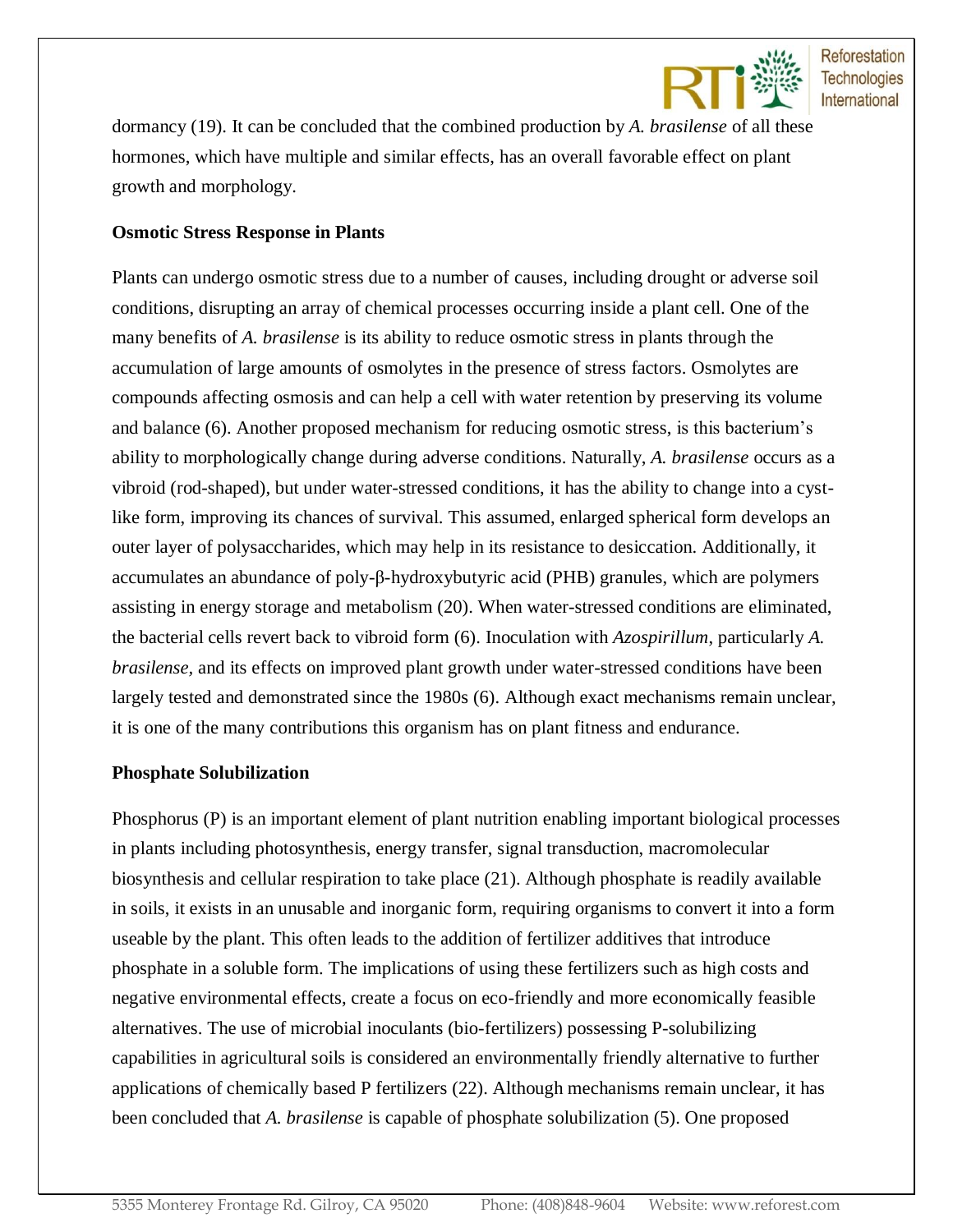dormancy (19). It can be concluded that the combined production by *A. brasilense* of all these hormones, which have multiple and similar effects, has an overall favorable effect on plant growth and morphology.

**Osmotic Stress Response in Plants**

Plants can undergo osmotic stress due to a number of causes, including drought or adverse soil conditions, disrupting an array of chemical processes occurring inside a plant cell. One of the many benefits of *A. brasilense* is its ability to reduce osmotic stress in plants through the accumulation of large amounts of osmolytes in the presence of stress factors. Osmolytes are compounds affecting osmosis and can help a cell with water retention by preserving its volume and balance (6). Another proposed mechanism for reducing osmotic stress, is this bacterium's ability to morphologically change during adverse conditions. Naturally, *A. brasilense* occurs as a vibroid (rod-shaped), but under water-stressed conditions, it has the ability to change into a cyst-like form, improving its chances of survival. This assumed, enlarged spherical form develops an outer layer of polysaccharides, which may help in its resistance to desiccation. Additionally, it accumulates an abundance of poly-β-hydroxybutyric acid (PHB) granules, which are polymers assisting in energy storage and metabolism (20). When water-stressed conditions are eliminated, the bacterial cells revert back to vibroid form (6). Inoculation with *Azospirillum*, particularly *A. brasilense,* and its effects on improved plant growth under water-stressed conditions have been largely tested and demonstrated since the 1980s (6). Although exact mechanisms remain unclear, it is one of the many contributions this organism has on plant fitness and endurance.

**Phosphate Solubilization**

Phosphorus (P) is an important element of plant nutrition enabling important biological processes in plants including photosynthesis, energy transfer, signal transduction, macromolecular biosynthesis and cellular respiration to take place (21). Although phosphate is readily available in soils, it exists in an unusable and inorganic form, requiring organisms to convert it into a form useable by the plant. This often leads to the addition of fertilizer additives that introduce phosphate in a soluble form. The implications of using these fertilizers such as high costs and negative environmental effects, create a focus on eco-friendly and more economically feasible alternatives. The use of microbial inoculants (bio-fertilizers) possessing P-solubilizing capabilities in agricultural soils is considered an environmentally friendly alternative to further applications of chemically based P fertilizers (22). Although mechanisms remain unclear, it has been concluded that *A. brasilense* is capable of phosphate solubilization (5). One proposed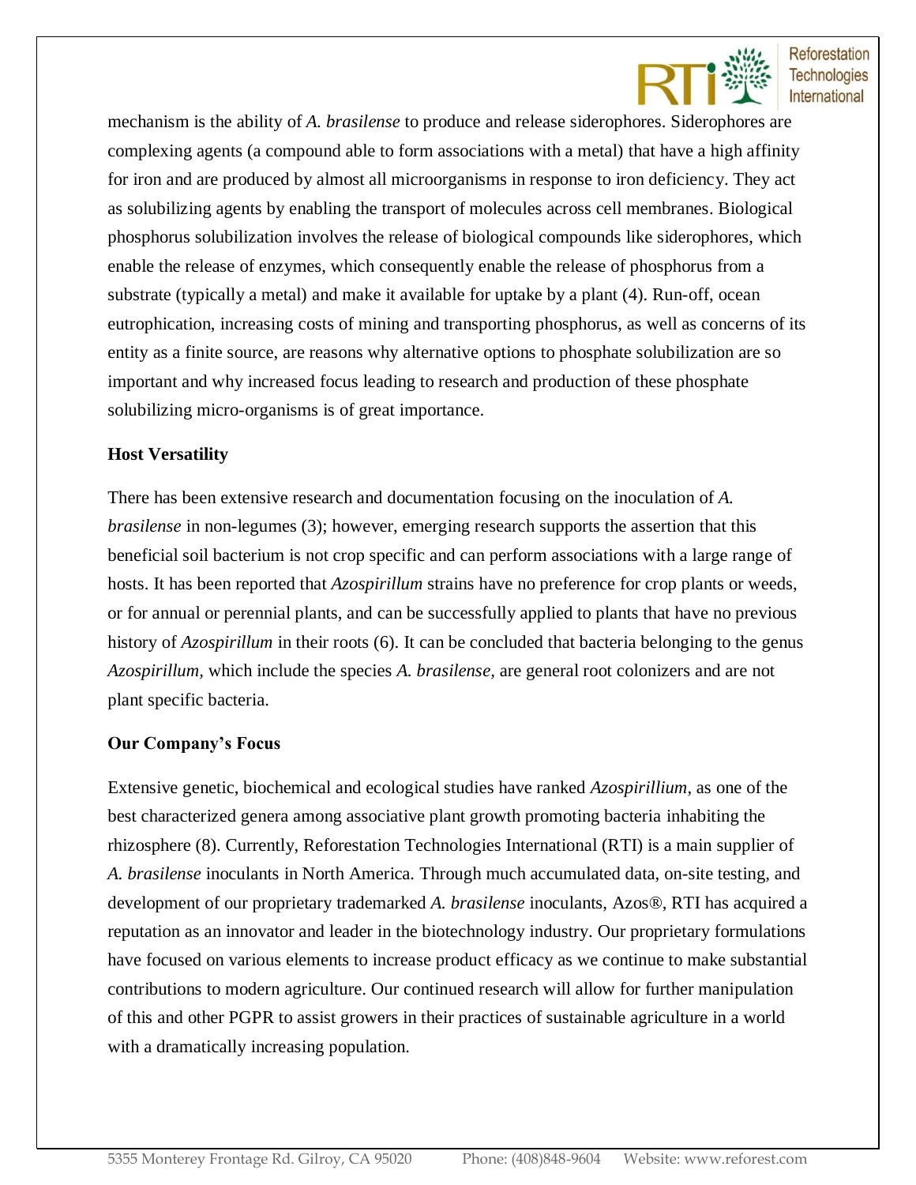mechanism is the ability of *A. brasilense* to produce and release siderophores. Siderophores are complexing agents (a compound able to form associations with a metal) that have a high affinity for iron and are produced by almost all microorganisms in response to iron deficiency. They act as solubilizing agents by enabling the transport of molecules across cell membranes. Biological phosphorus solubilization involves the release of biological compounds like siderophores, which enable the release of enzymes, which consequently enable the release of phosphorus from a substrate (typically a metal) and make it available for uptake by a plant (4). Run-off, ocean eutrophication, increasing costs of mining and transporting phosphorus, as well as concerns of its entity as a finite source, are reasons why alternative options to phosphate solubilization are so important and why increased focus leading to research and production of these phosphate solubilizing micro-organisms is of great importance.

**Host Versatility**

There has been extensive research and documentation focusing on the inoculation of *A. brasilense* in non-legumes (3); however, emerging research supports the assertion that this beneficial soil bacterium is not crop specific and can perform associations with a large range of hosts. It has been reported that *Azospirillum* strains have no preference for crop plants or weeds, or for annual or perennial plants, and can be successfully applied to plants that have no previous history of *Azospirillum* in their roots (6). It can be concluded that bacteria belonging to the genus *Azospirillum,* which include the species *A. brasilense,* are general root colonizers and are not plant specific bacteria.

**Our Company's Focus**

Extensive genetic, biochemical and ecological studies have ranked *Azospirillium*, as one of the best characterized genera among associative plant growth promoting bacteria inhabiting the rhizosphere (8). Currently, Reforestation Technologies International (RTI) is a main supplier of *A. brasilense* inoculants in North America. Through much accumulated data, on-site testing, and development of our proprietary trademarked *A. brasilense* inoculants, Azos®, RTI has acquired a reputation as an innovator and leader in the biotechnology industry. Our proprietary formulations have focused on various elements to increase product efficacy as we continue to make substantial contributions to modern agriculture. Our continued research will allow for further manipulation of this and other PGPR to assist growers in their practices of sustainable agriculture in a world with a dramatically increasing population.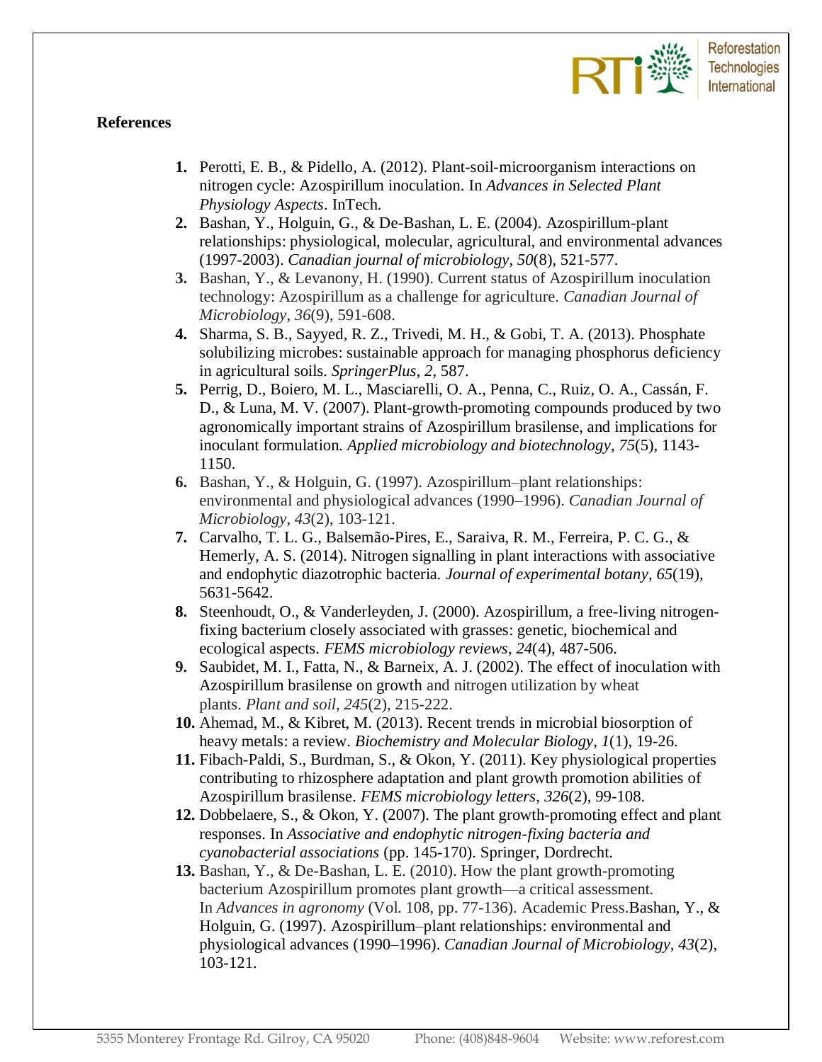**References**

1. Perotti, E. B., & Pidello, A. (2012). Plant-soil-microorganism interactions on nitrogen cycle: Azospirillum inoculation. In *Advances in Selected Plant Physiology Aspects*. InTech.
2. Bashan, Y., Holguin, G., & De-Bashan, L. E. (2004). Azospirillum-plant relationships: physiological, molecular, agricultural, and environmental advances (1997-2003). *Canadian journal of microbiology*, *50*(8), 521-577.
3. Bashan, Y., & Levanony, H. (1990). Current status of Azospirillum inoculation technology: Azospirillum as a challenge for agriculture. *Canadian Journal of Microbiology*, *36*(9), 591-608.
4. Sharma, S. B., Sayyed, R. Z., Trivedi, M. H., & Gobi, T. A. (2013). Phosphate solubilizing microbes: sustainable approach for managing phosphorus deficiency in agricultural soils. *SpringerPlus*, *2*, 587.
5. Perrig, D., Boiero, M. L., Masciarelli, O. A., Penna, C., Ruiz, O. A., Cassán, F. D., & Luna, M. V. (2007). Plant-growth-promoting compounds produced by two agronomically important strains of Azospirillum brasilense, and implications for inoculant formulation. *Applied microbiology and biotechnology*, *75*(5), 1143-1150.
6. Bashan, Y., & Holguin, G. (1997). Azospirillum–plant relationships: environmental and physiological advances (1990–1996). *Canadian Journal of Microbiology*, *43*(2), 103-121.
7. Carvalho, T. L. G., Balsemão-Pires, E., Saraiva, R. M., Ferreira, P. C. G., & Hemerly, A. S. (2014). Nitrogen signalling in plant interactions with associative and endophytic diazotrophic bacteria. *Journal of experimental botany*, *65*(19), 5631-5642.
8. Steenhoudt, O., & Vanderleyden, J. (2000). Azospirillum, a free-living nitrogen-fixing bacterium closely associated with grasses: genetic, biochemical and ecological aspects. *FEMS microbiology reviews*, *24*(4), 487-506.
9. Saubidet, M. I., Fatta, N., & Barneix, A. J. (2002). The effect of inoculation with Azospirillum brasilense on growth and nitrogen utilization by wheat plants. *Plant and soil*, *245*(2), 215-222.
10. Ahemad, M., & Kibret, M. (2013). Recent trends in microbial biosorption of heavy metals: a review. *Biochemistry and Molecular Biology*, *1*(1), 19-26.
11. Fibach-Paldi, S., Burdman, S., & Okon, Y. (2011). Key physiological properties contributing to rhizosphere adaptation and plant growth promotion abilities of Azospirillum brasilense. *FEMS microbiology letters*, *326*(2), 99-108.
12. Dobbelaere, S., & Okon, Y. (2007). The plant growth-promoting effect and plant responses. In *Associative and endophytic nitrogen-fixing bacteria and cyanobacterial associations* (pp. 145-170). Springer, Dordrecht.
13. Bashan, Y., & De-Bashan, L. E. (2010). How the plant growth-promoting bacterium Azospirillum promotes plant growth—a critical assessment. In *Advances in agronomy* (Vol. 108, pp. 77-136). Academic Press.Bashan, Y., & Holguin, G. (1997). Azospirillum–plant relationships: environmental and physiological advances (1990–1996). *Canadian Journal of Microbiology*, *43*(2), 103-121.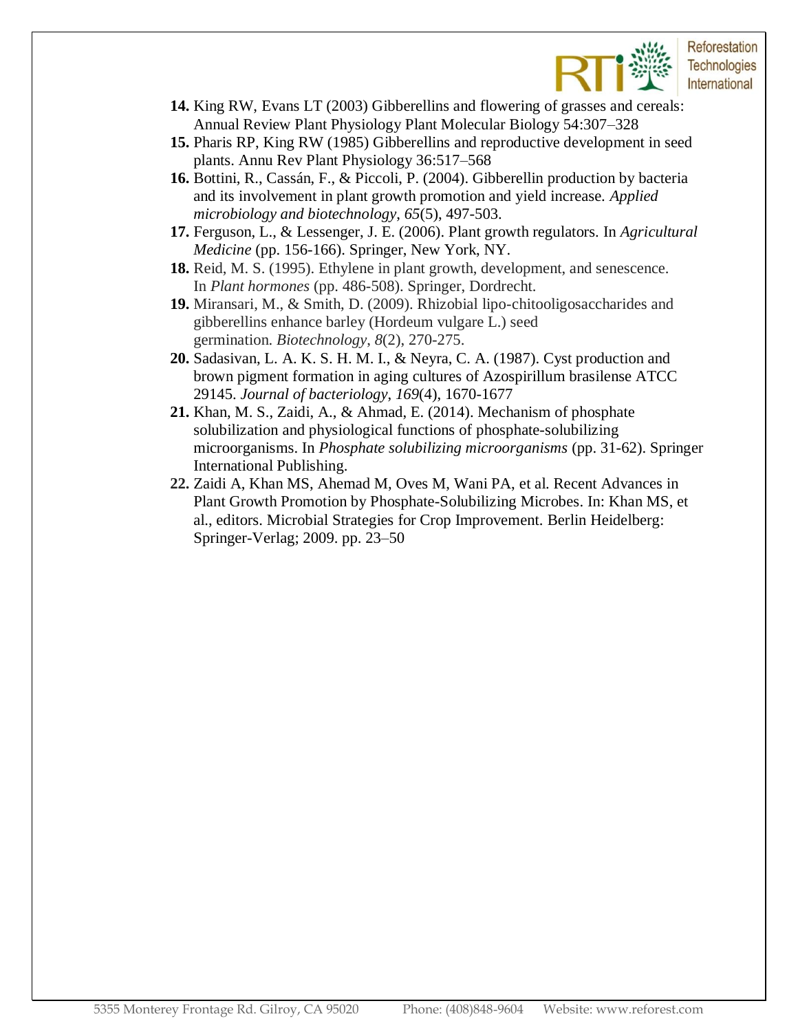14. King RW, Evans LT (2003) Gibberellins and flowering of grasses and cereals: Annual Review Plant Physiology Plant Molecular Biology 54:307–328
15. Pharis RP, King RW (1985) Gibberellins and reproductive development in seed plants. Annu Rev Plant Physiology 36:517–568
16. Bottini, R., Cassán, F., & Piccoli, P. (2004). Gibberellin production by bacteria and its involvement in plant growth promotion and yield increase. *Applied microbiology and biotechnology*, *65*(5), 497-503.
17. Ferguson, L., & Lessenger, J. E. (2006). Plant growth regulators. In *Agricultural Medicine* (pp. 156-166). Springer, New York, NY.
18. Reid, M. S. (1995). Ethylene in plant growth, development, and senescence. In *Plant hormones* (pp. 486-508). Springer, Dordrecht.
19. Miransari, M., & Smith, D. (2009). Rhizobial lipo-chitooligosaccharides and gibberellins enhance barley (Hordeum vulgare L.) seed germination. *Biotechnology*, *8*(2), 270-275.
20. Sadasivan, L. A. K. S. H. M. I., & Neyra, C. A. (1987). Cyst production and brown pigment formation in aging cultures of Azospirillum brasilense ATCC 29145. *Journal of bacteriology*, *169*(4), 1670-1677
21. Khan, M. S., Zaidi, A., & Ahmad, E. (2014). Mechanism of phosphate solubilization and physiological functions of phosphate-solubilizing microorganisms. In *Phosphate solubilizing microorganisms* (pp. 31-62). Springer International Publishing.
22. Zaidi A, Khan MS, Ahemad M, Oves M, Wani PA, et al. Recent Advances in Plant Growth Promotion by Phosphate-Solubilizing Microbes. In: Khan MS, et al., editors. Microbial Strategies for Crop Improvement. Berlin Heidelberg: Springer-Verlag; 2009. pp. 23–50